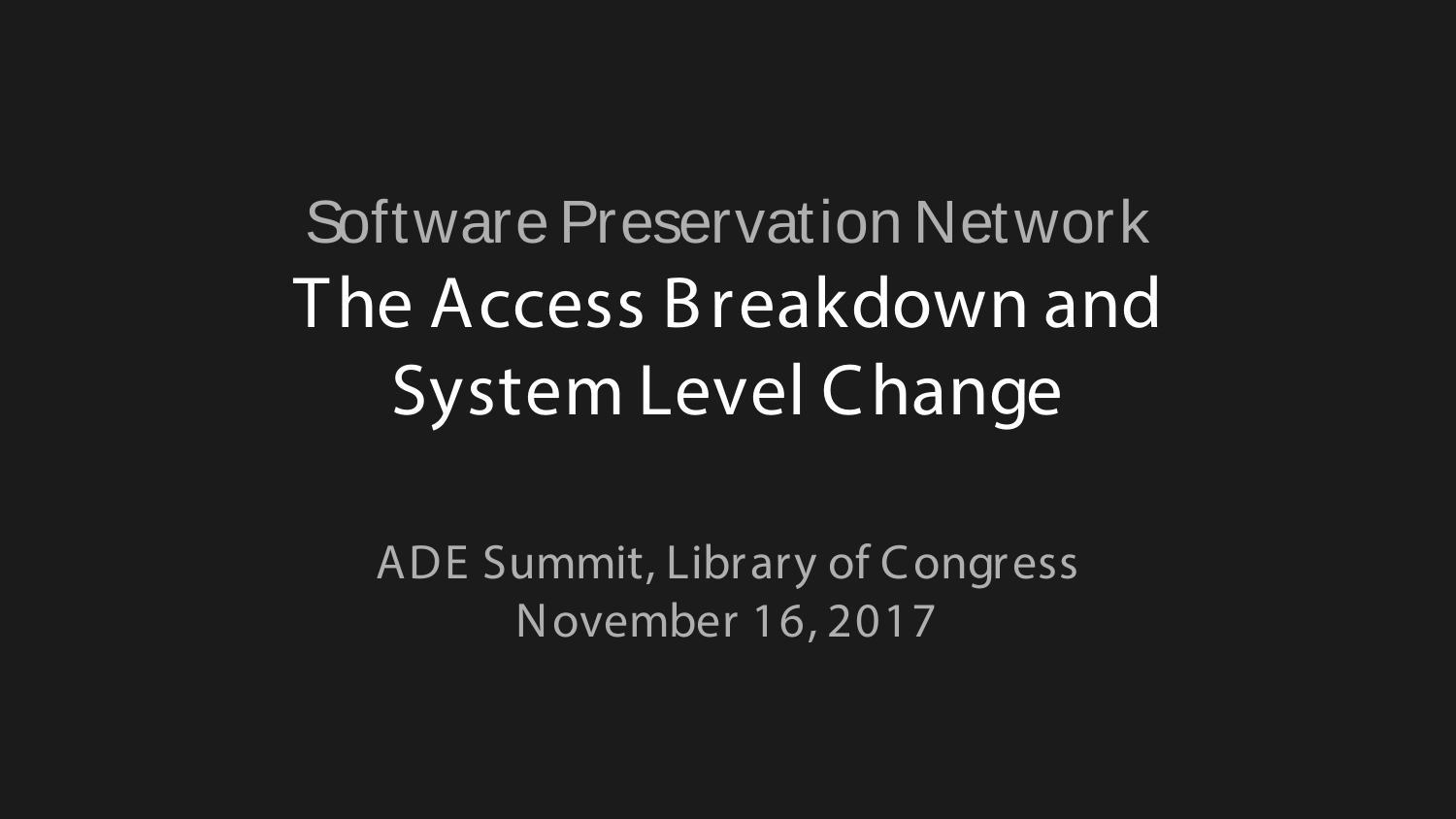Software Preservation Network

# The Access Breakdown and System Level Change

ADE Summit, Library of Congress
November 16, 2017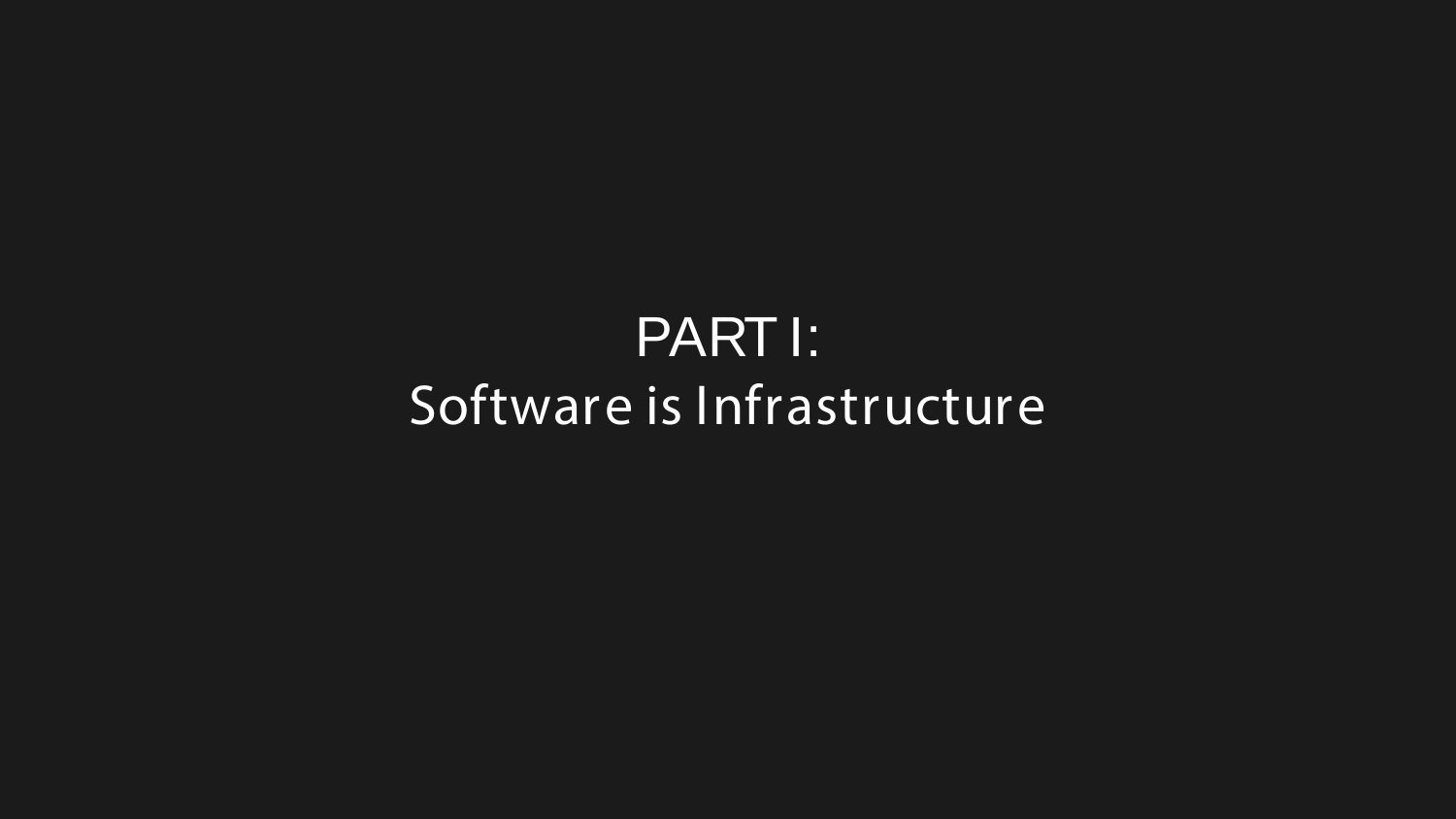# PART I:
# Software is Infrastructure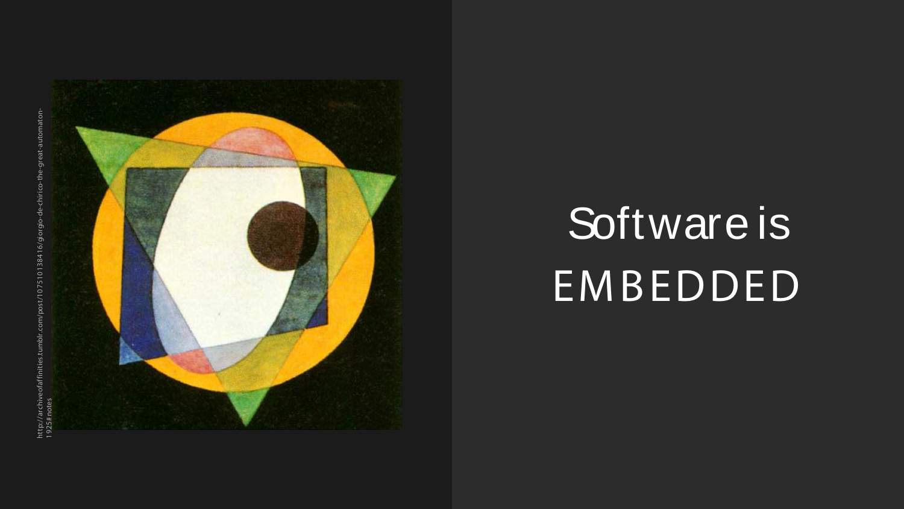http://archiveofaffinities.tumblr.com/post/107510138416/giorgio-de-chirico-the-great-automaton-1925#notes

# Software is EMBEDDED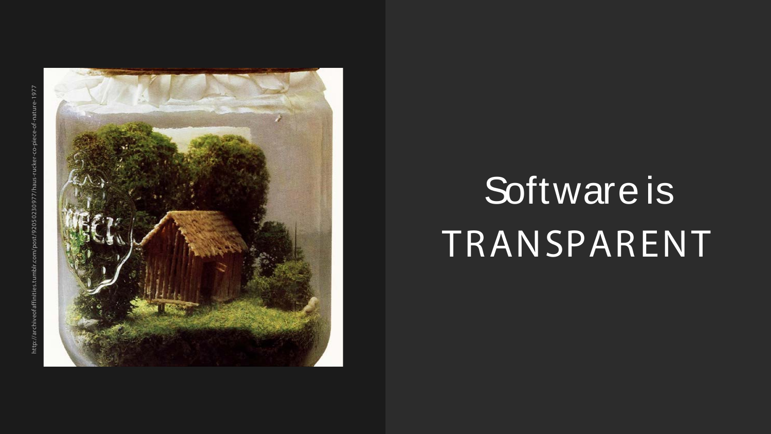http://archiveofaffinities.tumblr.com/post/92050230977/haus-rucker-co-piece-of-nature-1977

# Software is TRANSPARENT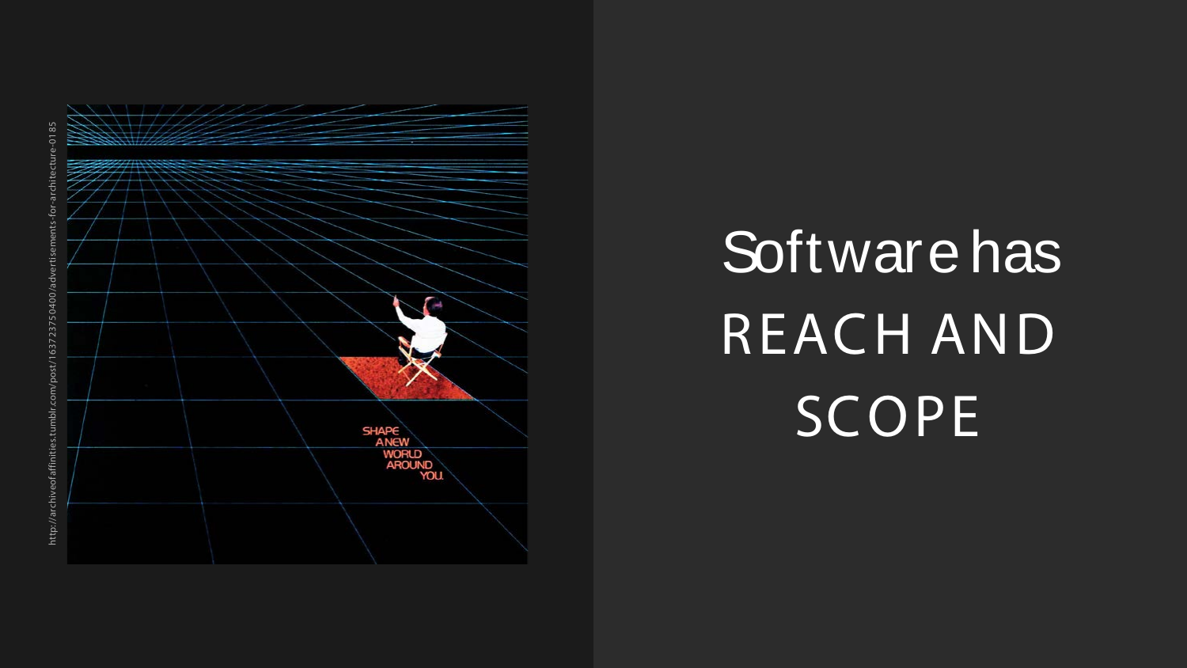http://archiveofaffinities.tumblr.com/post/163723750400/advertisements-for-architecture-0185

SHAPE A NEW WORLD AROUND YOU.

# Software has REACH AND SCOPE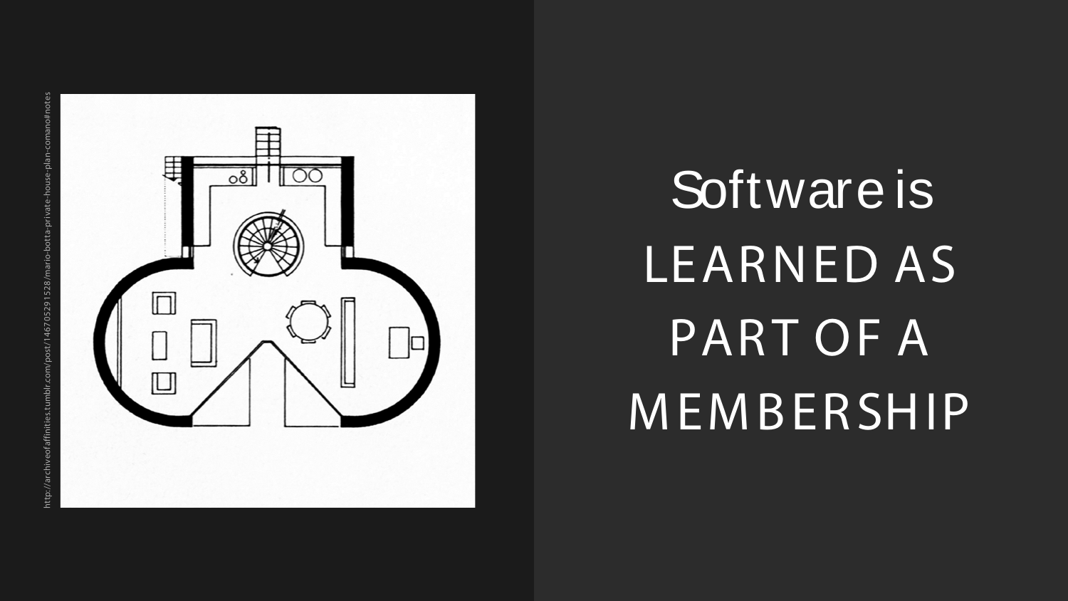http://archiveofaffinities.tumblr.com/post/146705291528/mario-botta-private-house-plan-comano#notes

# Software is LEARNED AS PART OF A MEMBERSHIP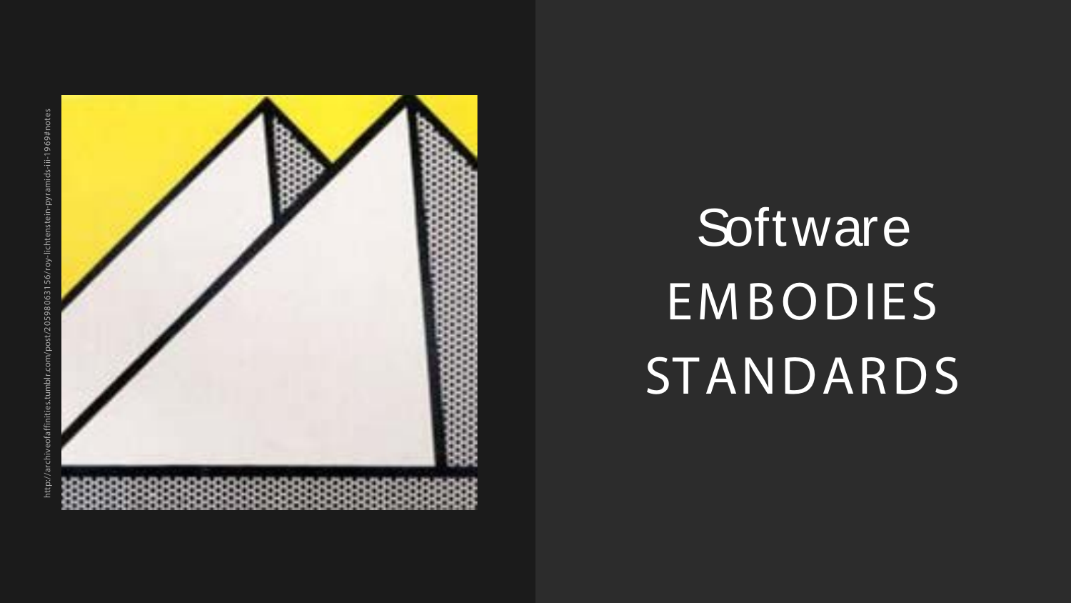http://archiveofaffinities.tumblr.com/post/20598063156/roy-lichtenstein-pyramids-iii-1969#notes

# Software EMBODIES STANDARDS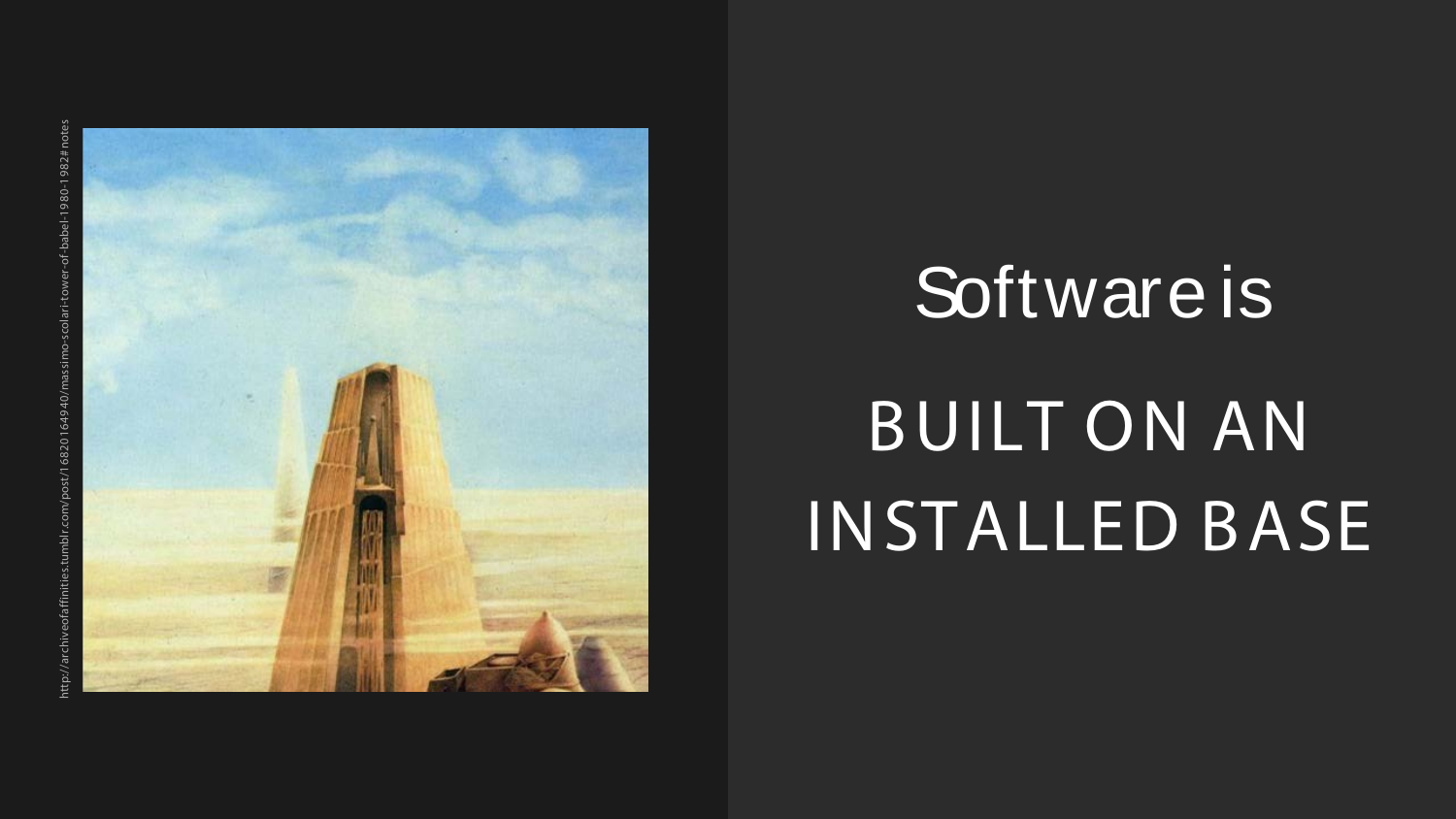http://archiveofaffinities.tumblr.com/post/16820164940/massimo-scolari-tower-of-babel-1980-1982#notes

# Software is

# BUILT ON AN INSTALLED BASE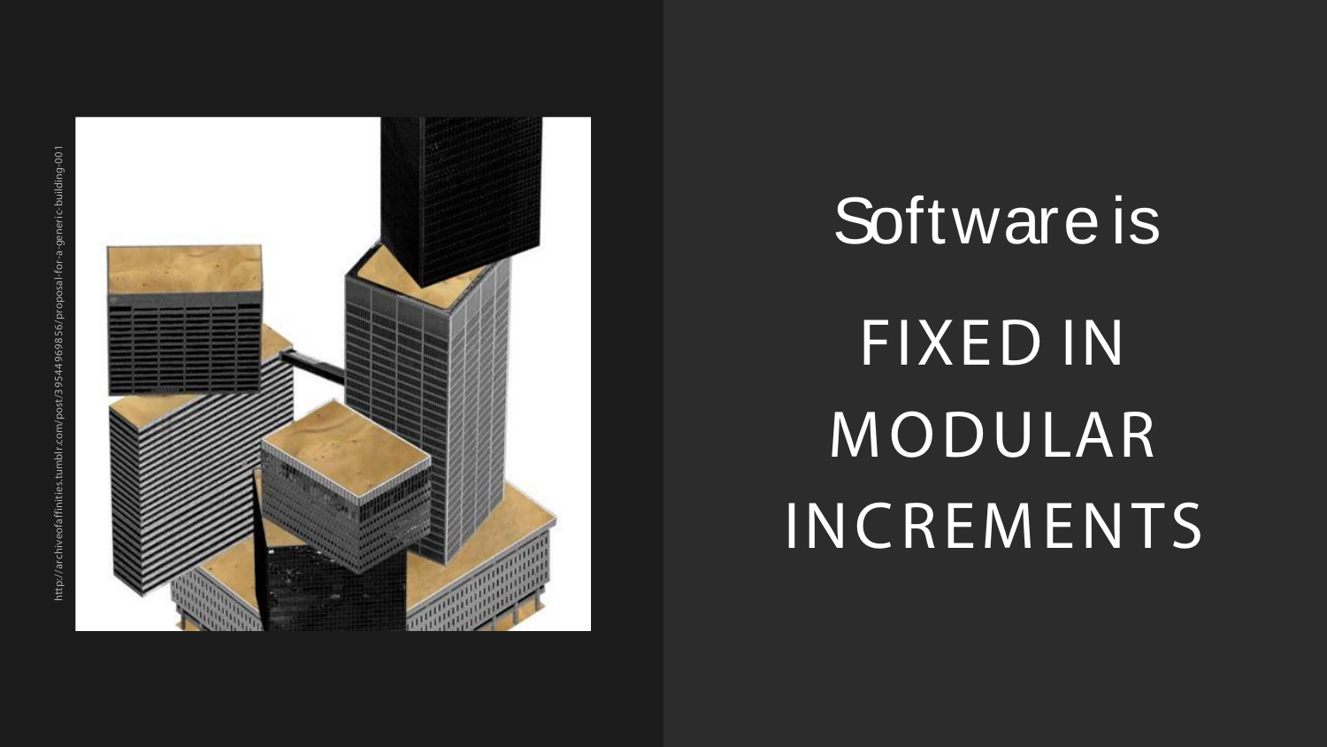http://archiveofaffinities.tumblr.com/post/39544969856/proposal-for-a-generic-building-001

Software is

FIXED IN MODULAR INCREMENTS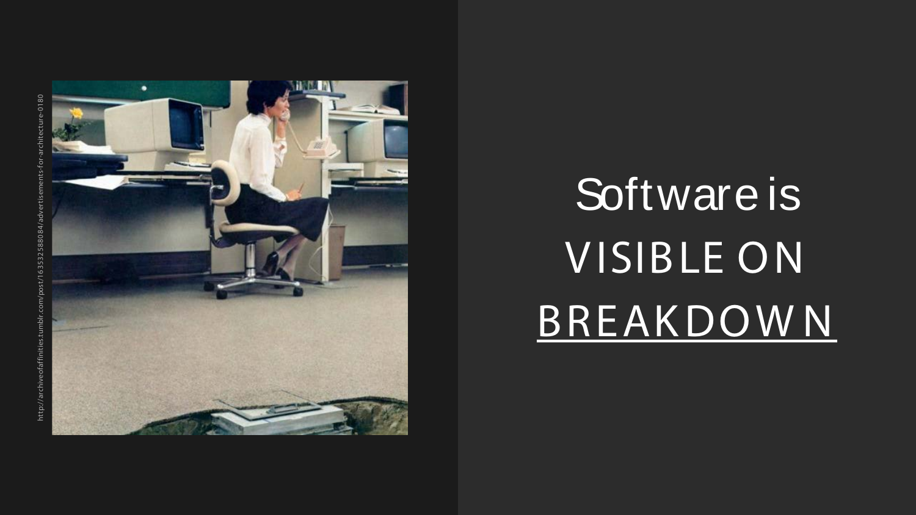http://archiveofaffinities.tumblr.com/post/163532588084/advertisements-for-architecture-0180

Software is VISIBLE ON BREAKDOWN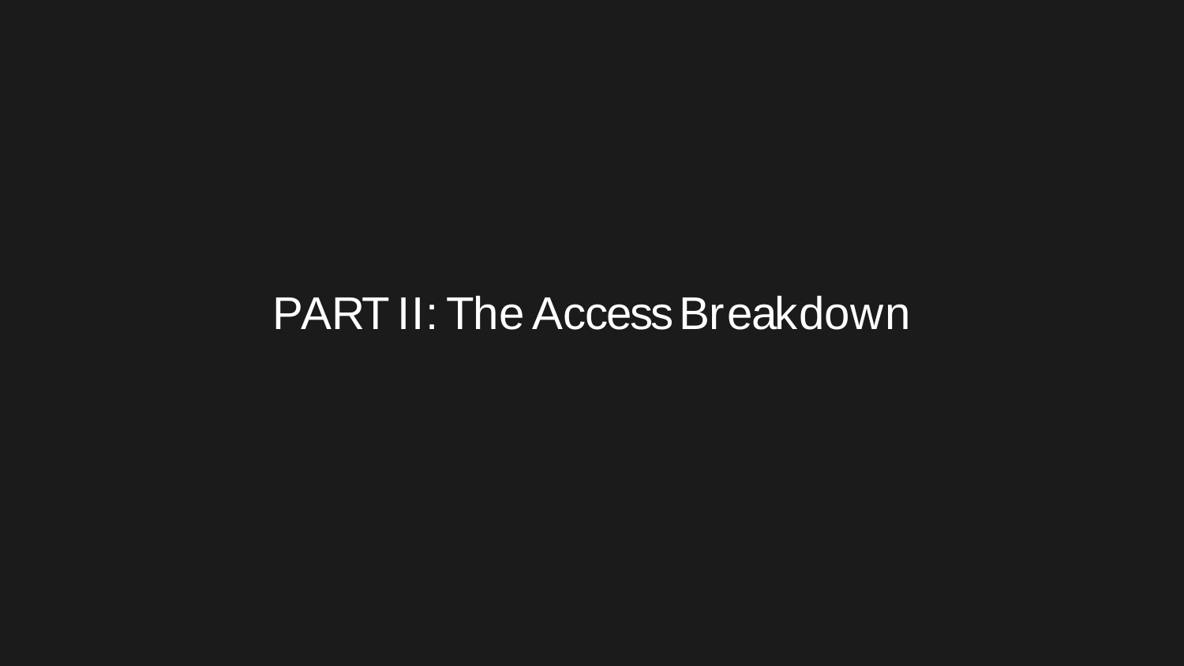# PART II: The Access Breakdown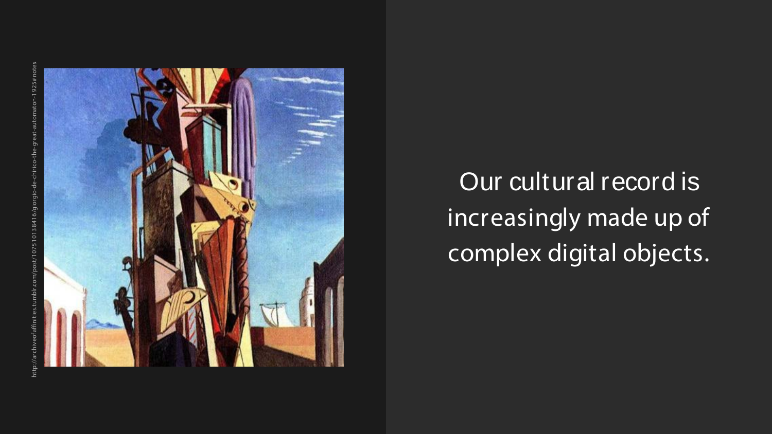http://archiveofaffinities.tumblr.com/post/10751013841​6/giorgio-de-chirico-the-great-automaton-1925#notes

Our cultural record is increasingly made up of complex digital objects.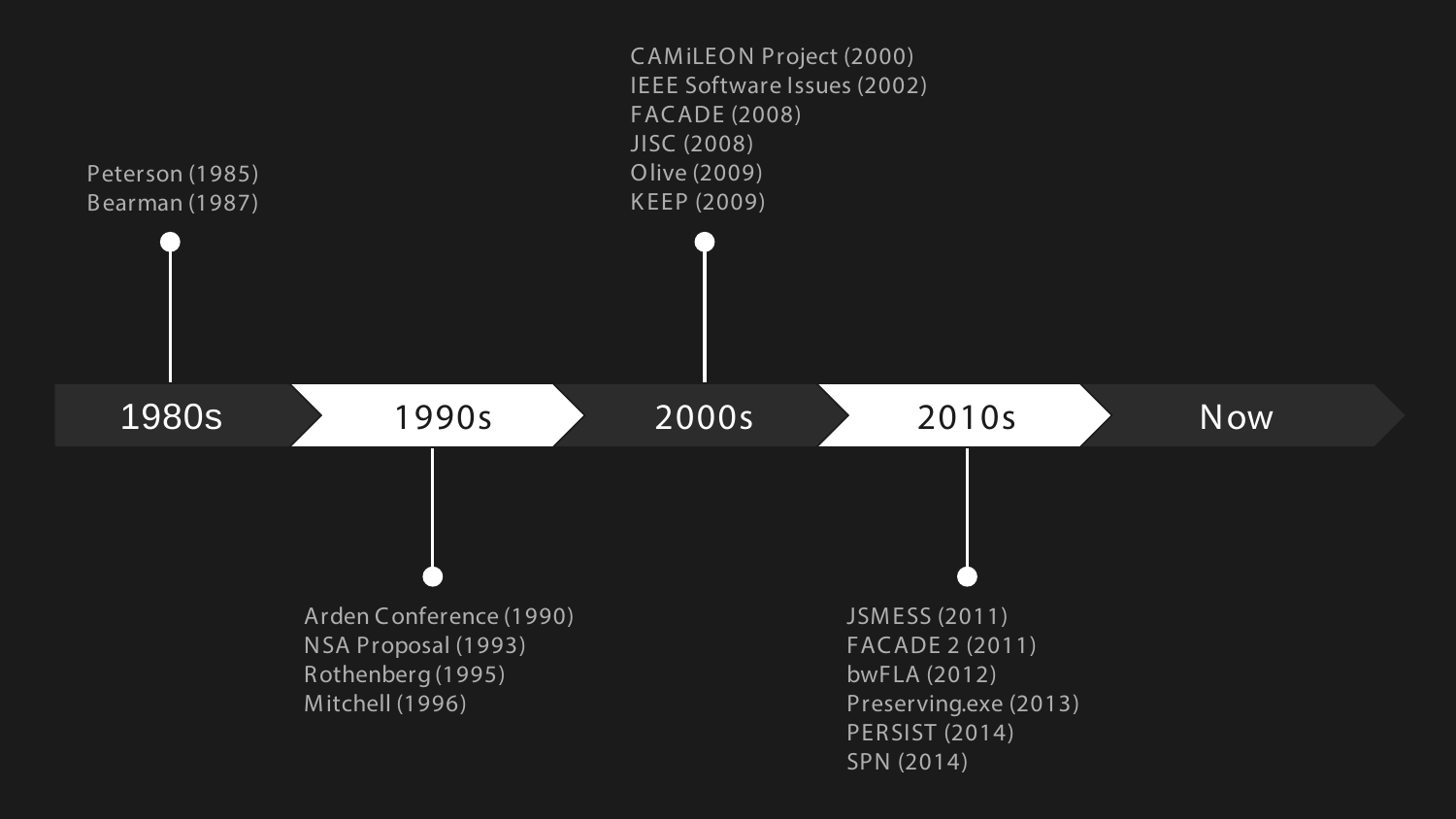## 1980s

- Peterson (1985)
- Bearman (1987)

## 1990s

- Arden Conference (1990)
- NSA Proposal (1993)
- Rothenberg (1995)
- Mitchell (1996)

## 2000s

- CAMiLEON Project (2000)
- IEEE Software Issues (2002)
- FACADE (2008)
- JISC (2008)
- Olive (2009)
- KEEP (2009)

## 2010s

- JSMESS (2011)
- FACADE 2 (2011)
- bwFLA (2012)
- Preserving.exe (2013)
- PERSIST (2014)
- SPN (2014)

## Now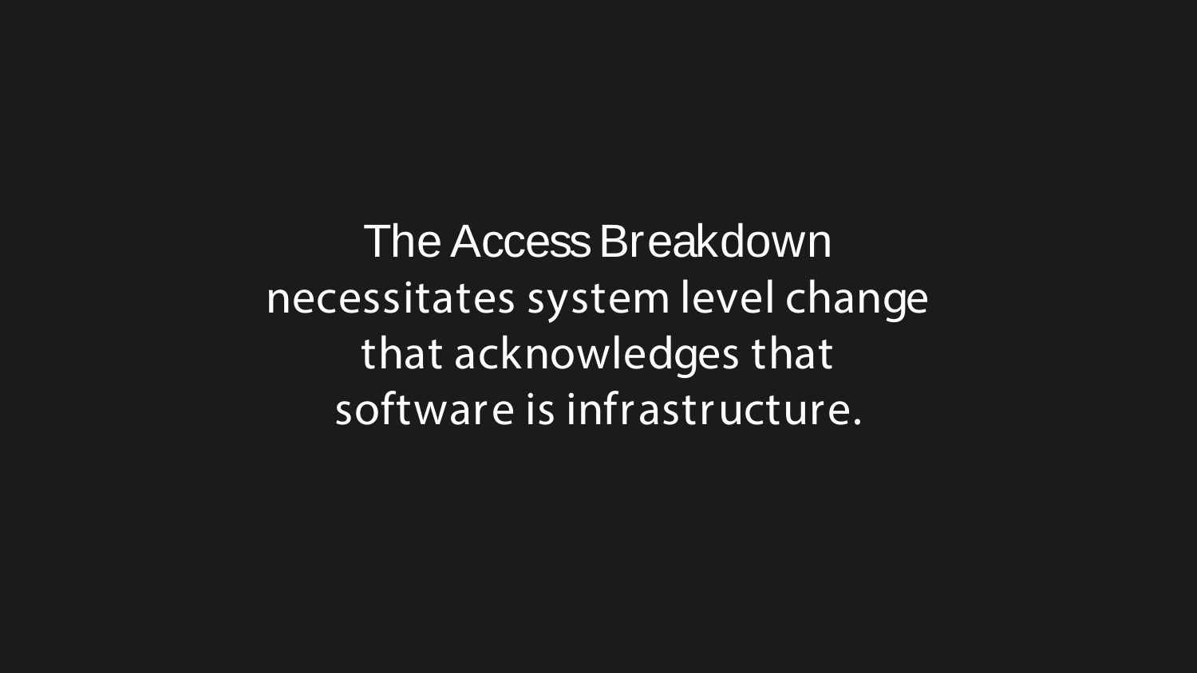The Access Breakdown
necessitates system level change
that acknowledges that
software is infrastructure.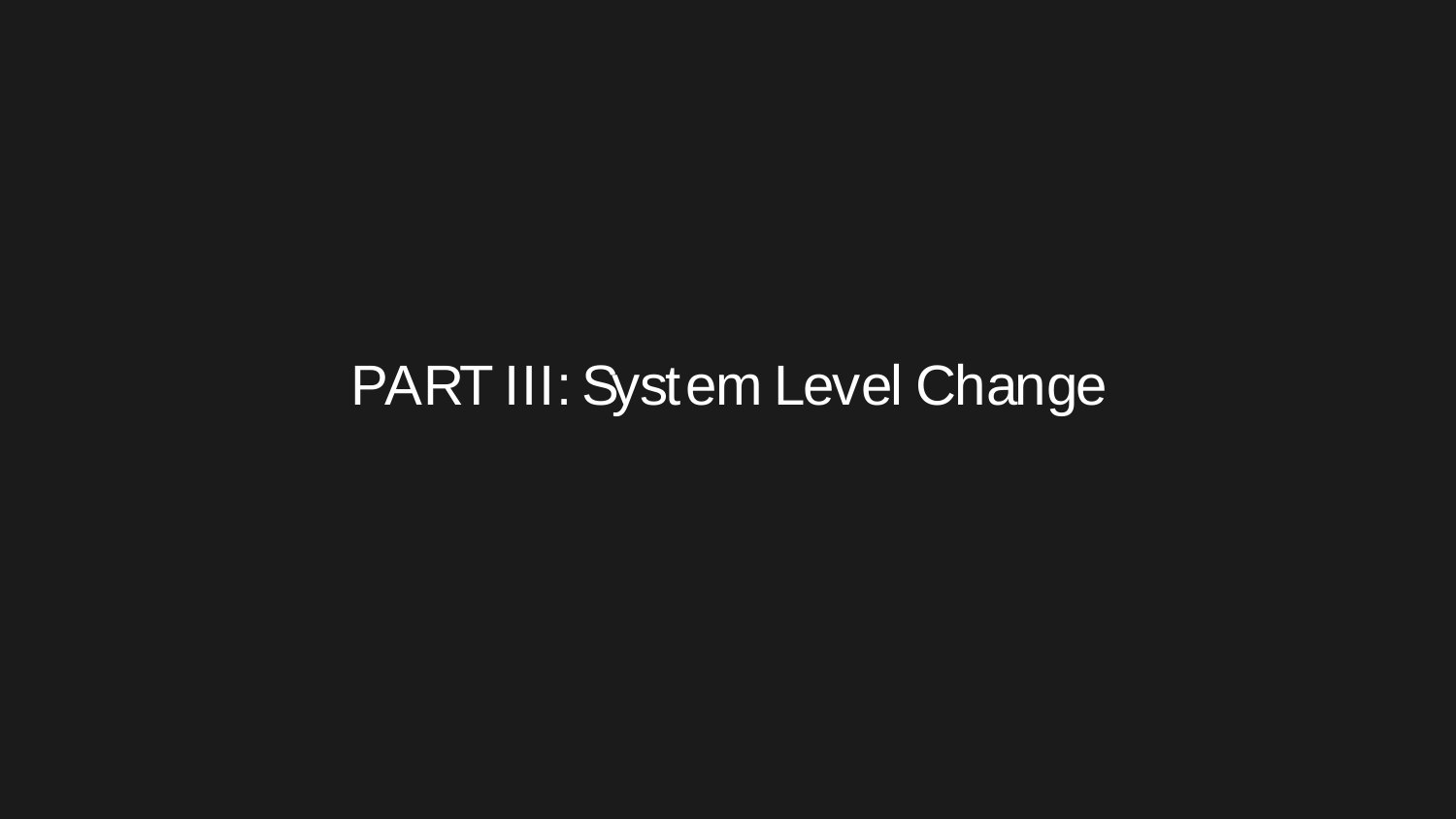# PART III: System Level Change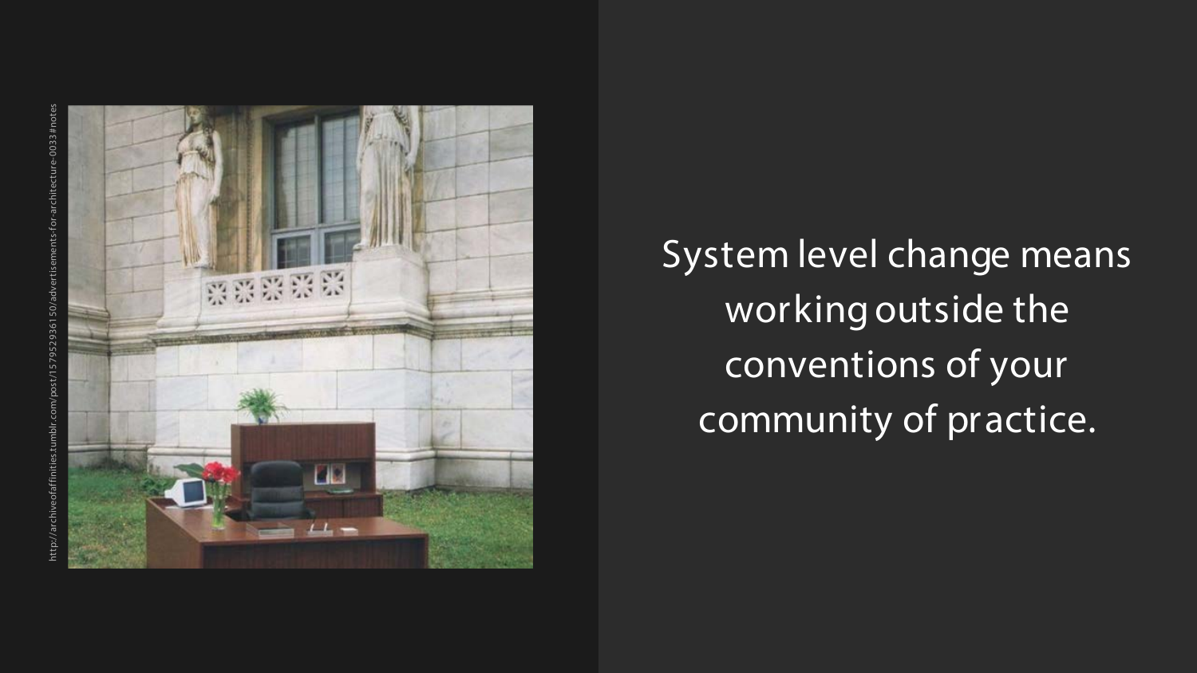http://archiveofaffinities.tumblr.com/post/157952936150/advertisements-for-architecture-0033#notes

System level change means working outside the conventions of your community of practice.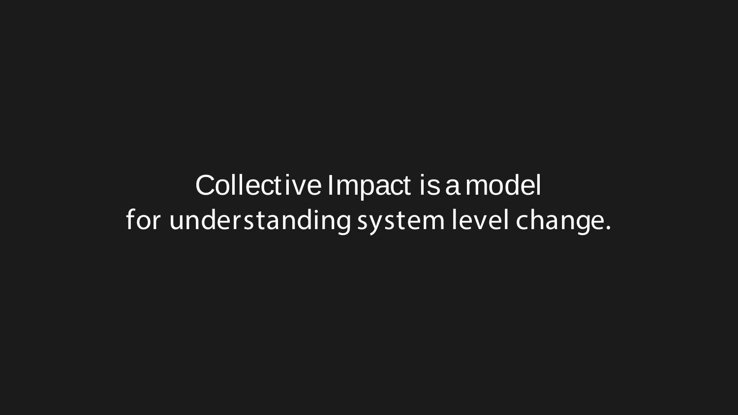Collective Impact is a model
for understanding system level change.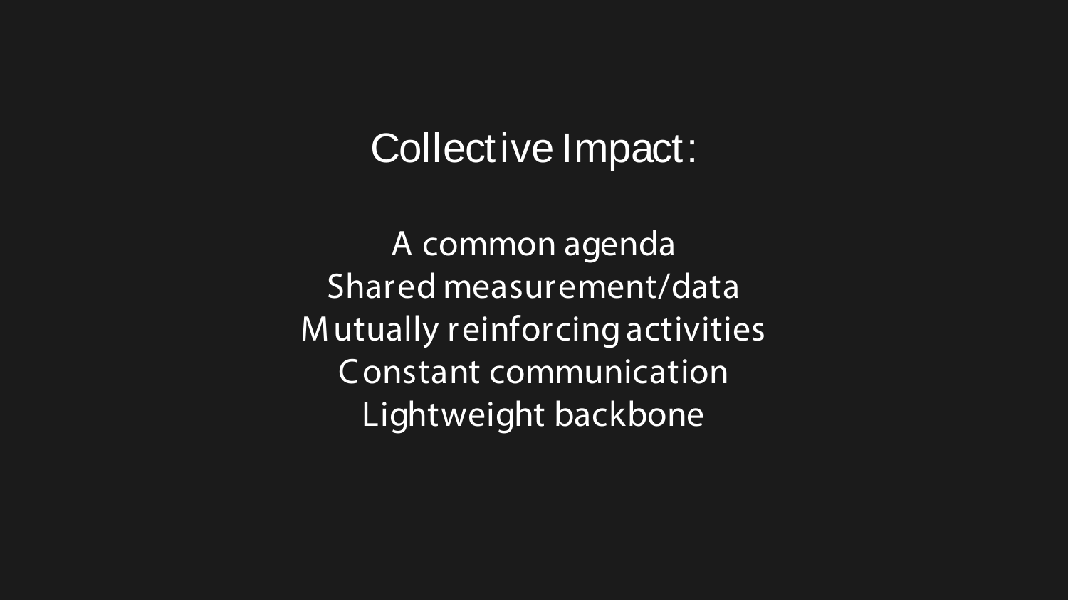# Collective Impact:

A common agenda
Shared measurement/data
Mutually reinforcing activities
Constant communication
Lightweight backbone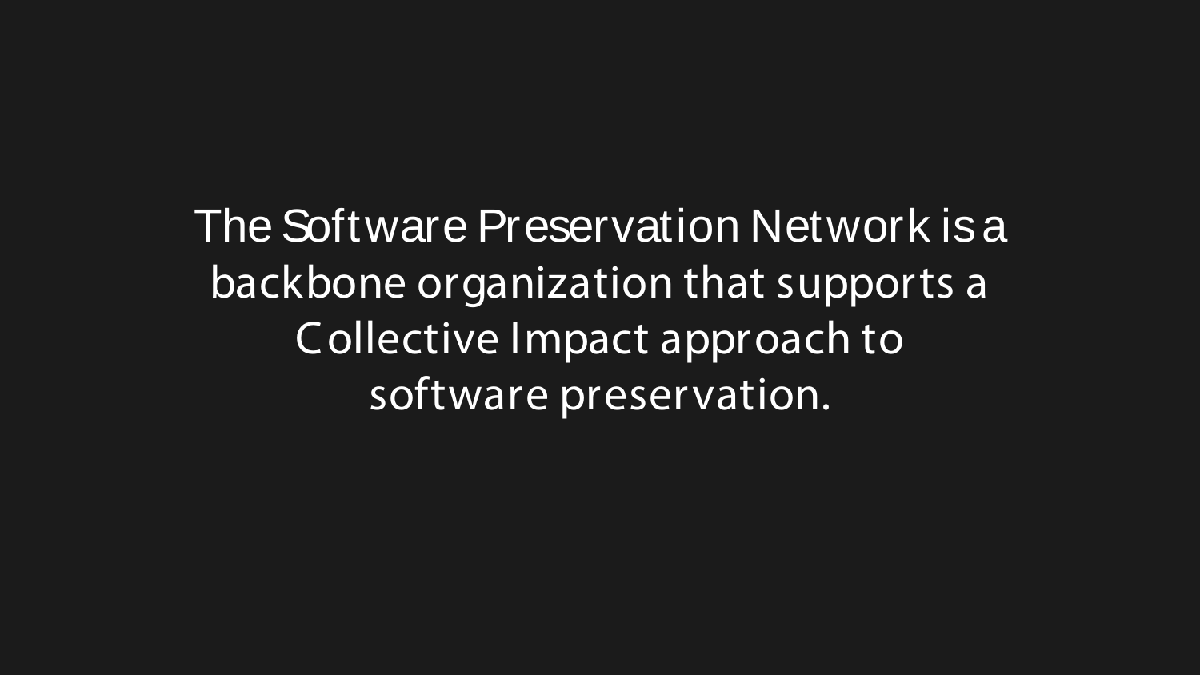The Software Preservation Network is a backbone organization that supports a Collective Impact approach to software preservation.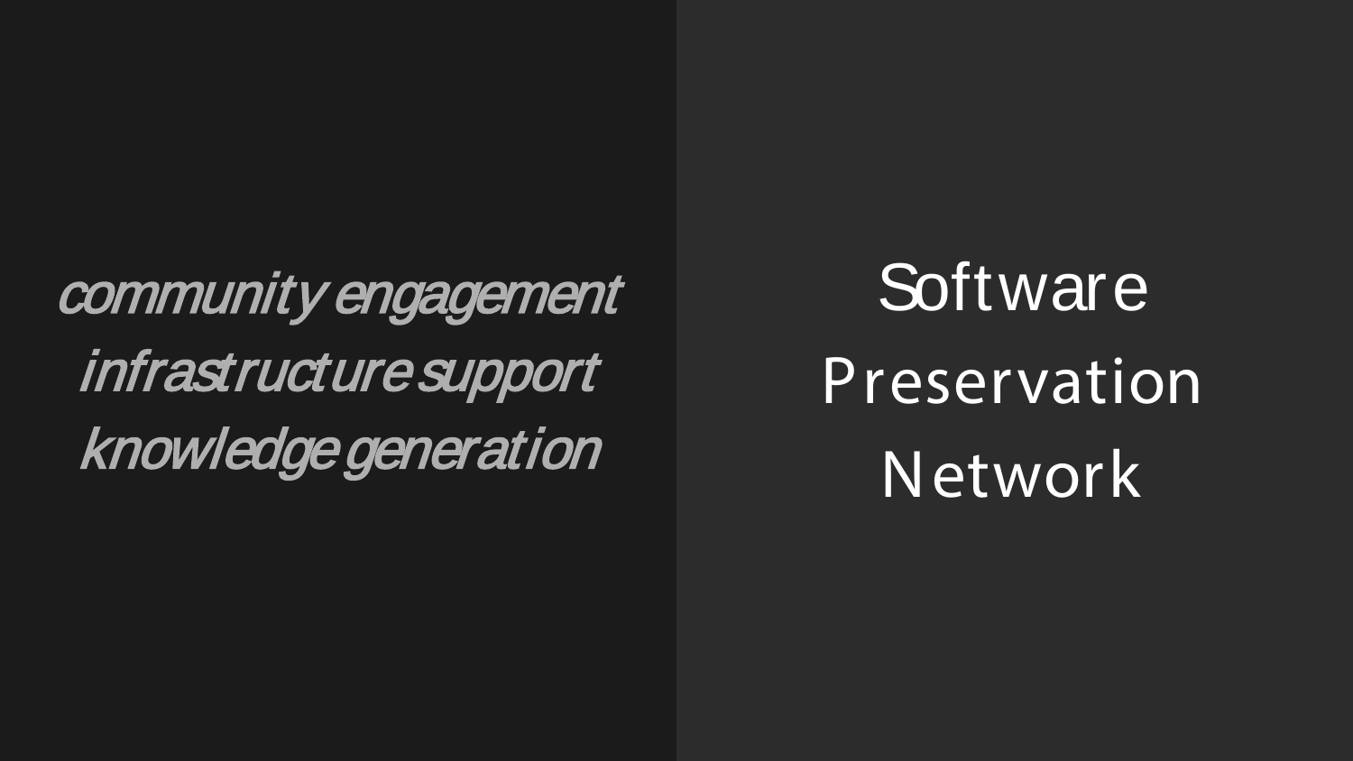*community engagement*
*infrastructure support*
*knowledge generation*

# Software Preservation Network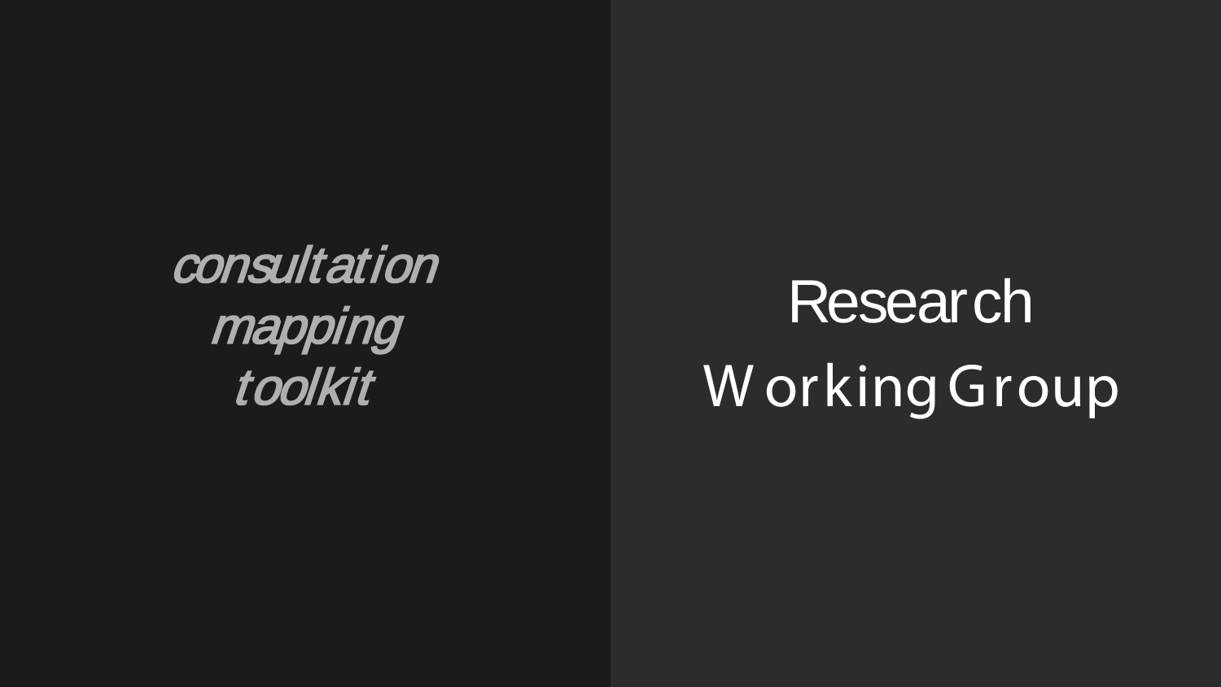*consultation mapping toolkit*

# Research Working Group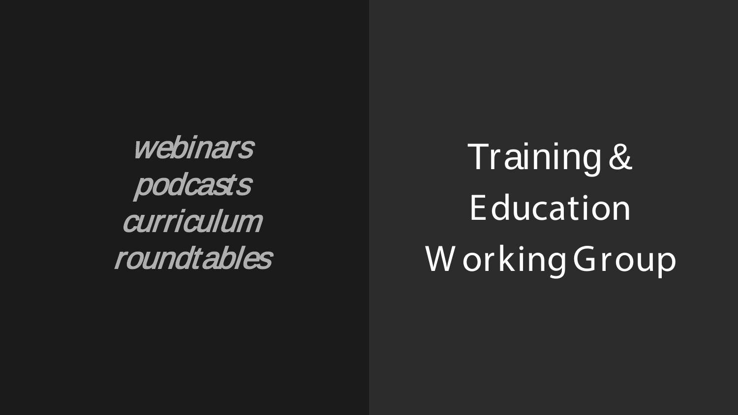*webinars*
*podcasts*
*curriculum*
*roundtables*

# Training & Education Working Group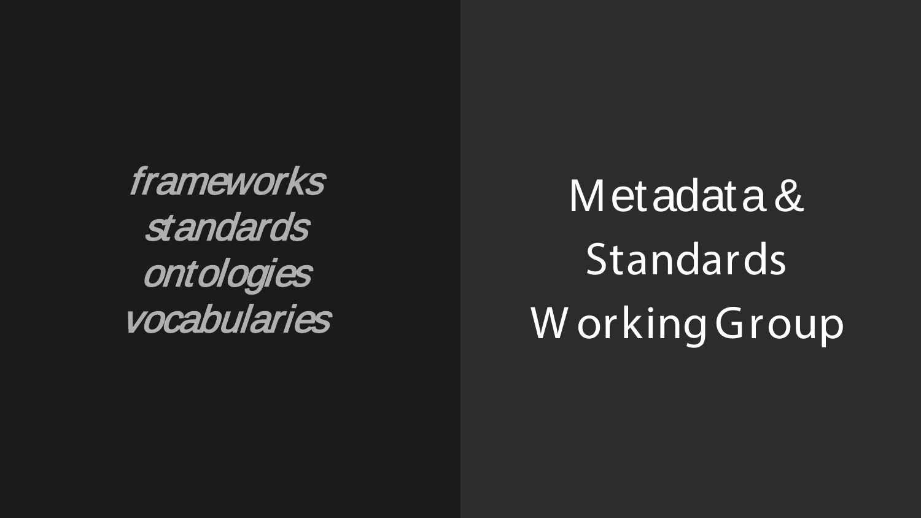*frameworks*
*standards*
*ontologies*
*vocabularies*

# Metadata & Standards Working Group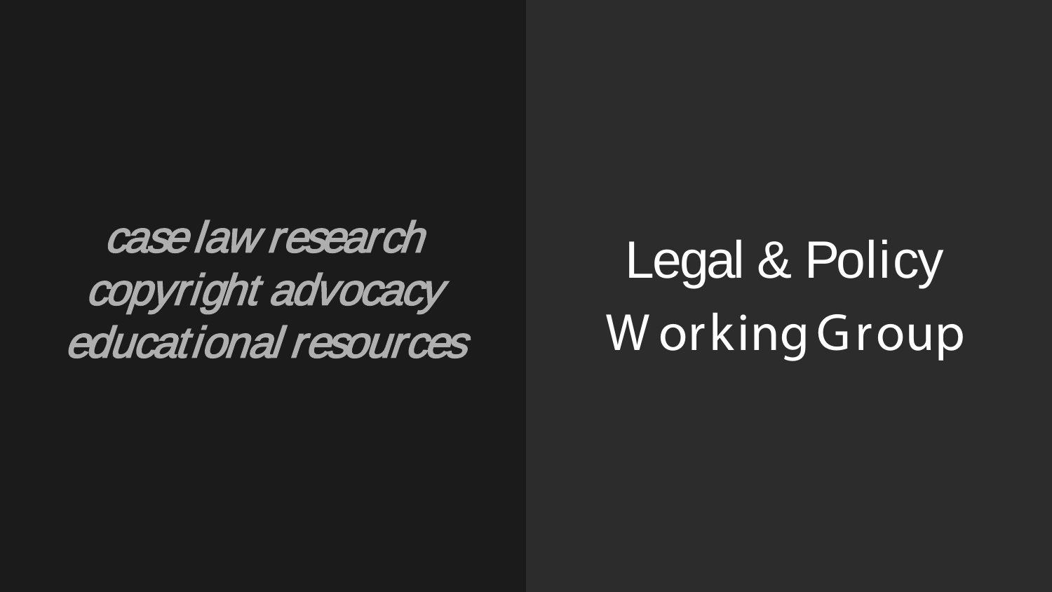*case law research*
*copyright advocacy*
*educational resources*

# Legal & Policy Working Group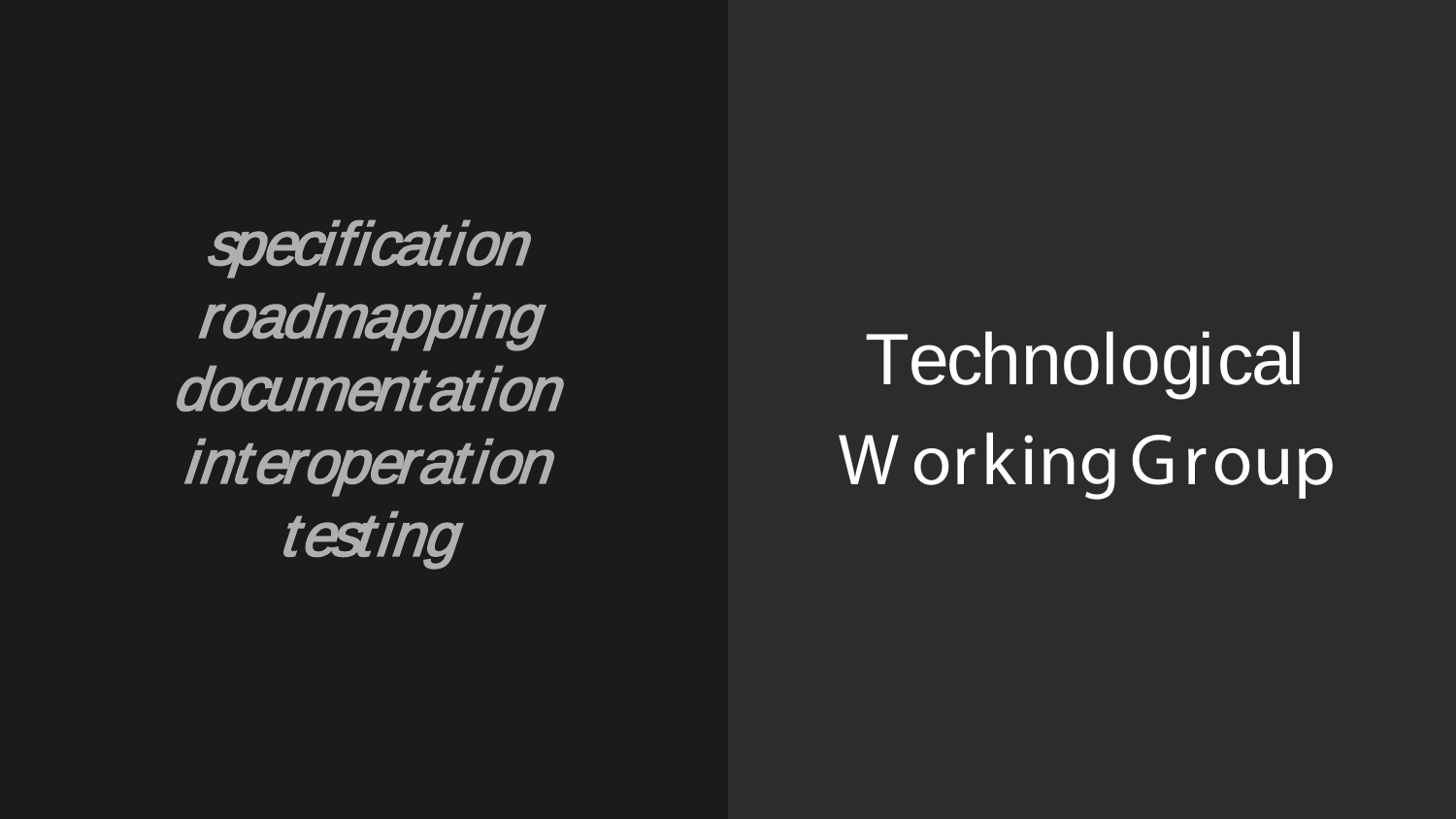*specification*
*roadmapping*
*documentation*
*interoperation*
*testing*

# Technological Working Group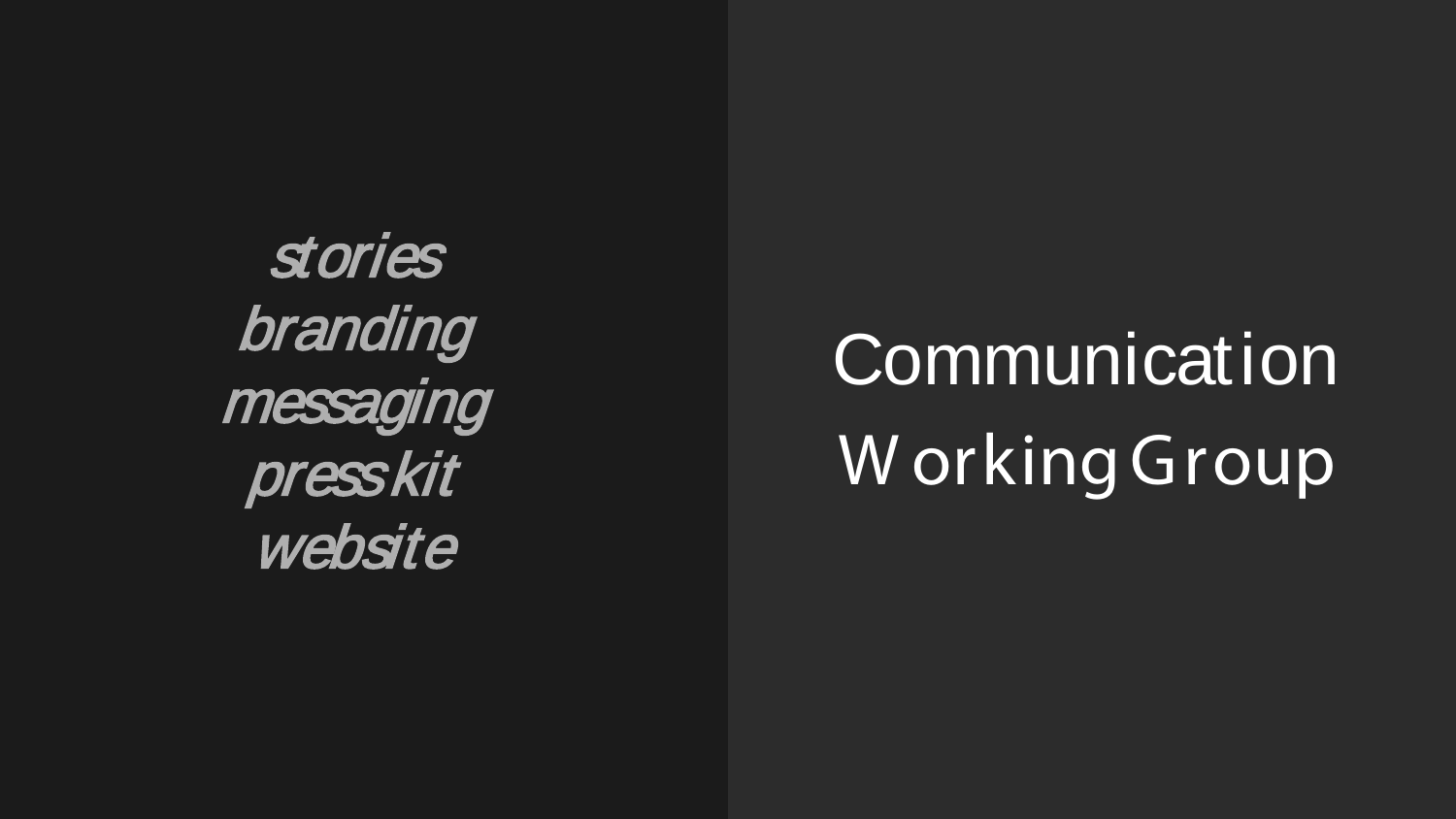*stories*
*branding*
*messaging*
*presskit*
*website*

# Communication Working Group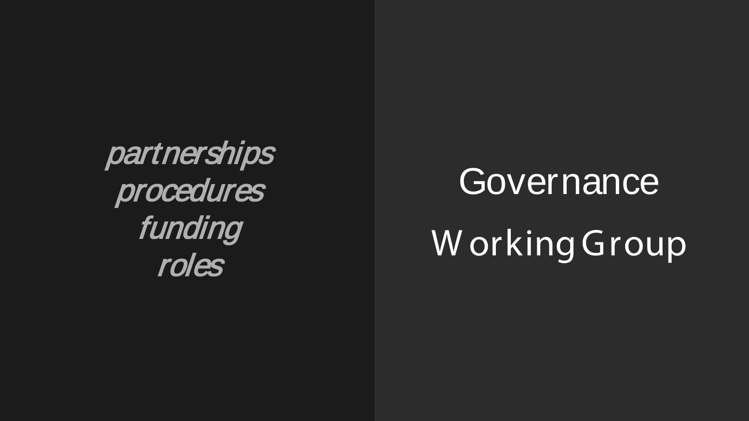*partnerships*
*procedures*
*funding*
*roles*

# Governance Working Group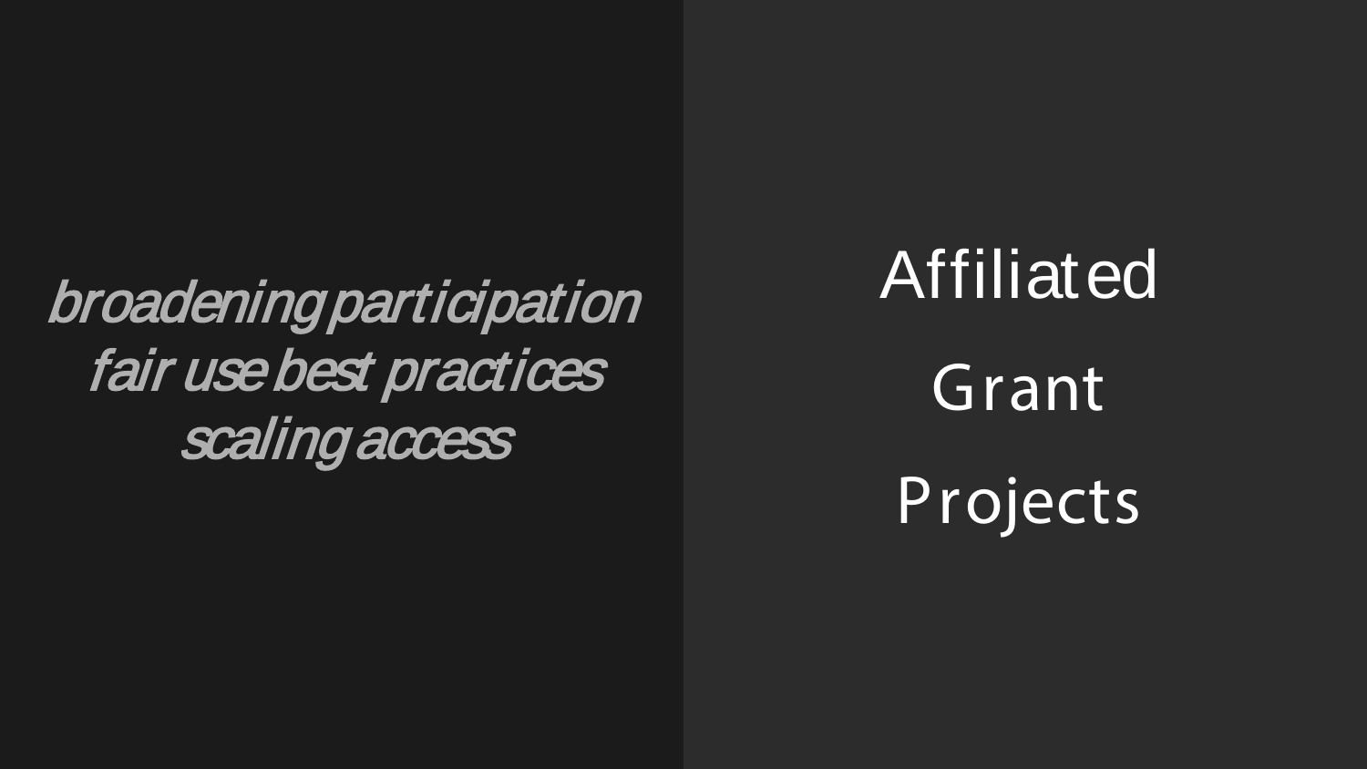*broadening participation*
*fair use best practices*
*scaling access*

# Affiliated Grant Projects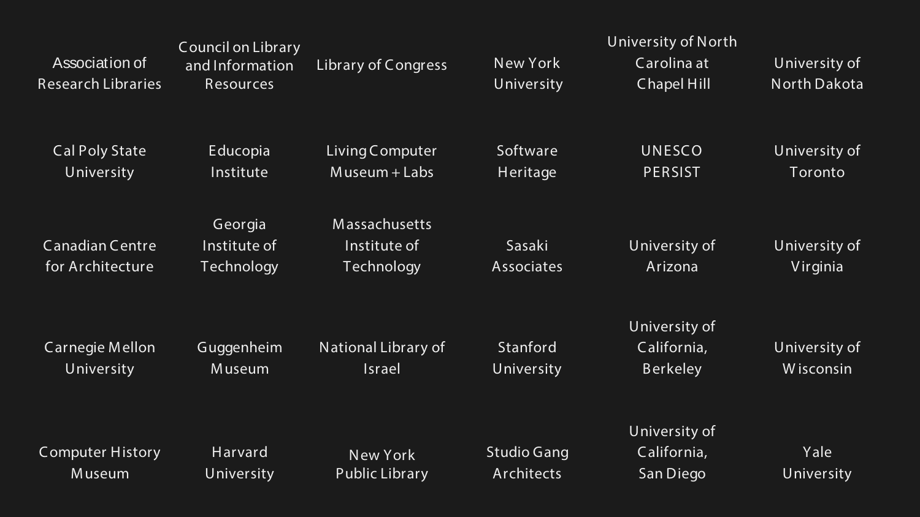Association of Research Libraries

Council on Library and Information Resources

Library of Congress

New York University

University of North Carolina at Chapel Hill

University of North Dakota

Cal Poly State University

Educopia Institute

Living Computer Museum + Labs

Software Heritage

UNESCO PERSIST

University of Toronto

Canadian Centre for Architecture

Georgia Institute of Technology

Massachusetts Institute of Technology

Sasaki Associates

University of Arizona

University of Virginia

Carnegie Mellon University

Guggenheim Museum

National Library of Israel

Stanford University

University of California, Berkeley

University of Wisconsin

Computer History Museum

Harvard University

New York Public Library

Studio Gang Architects

University of California, San Diego

Yale University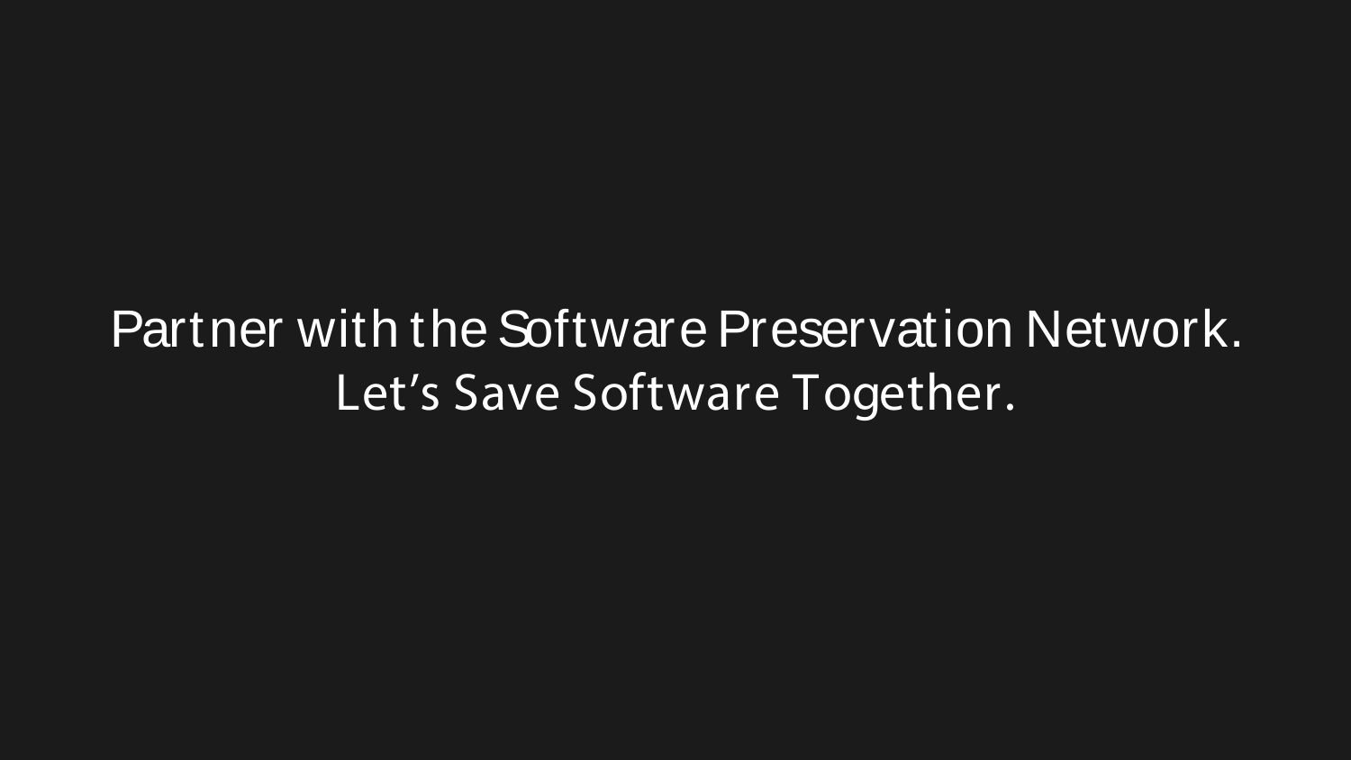Partner with the Software Preservation Network.

Let's Save Software Together.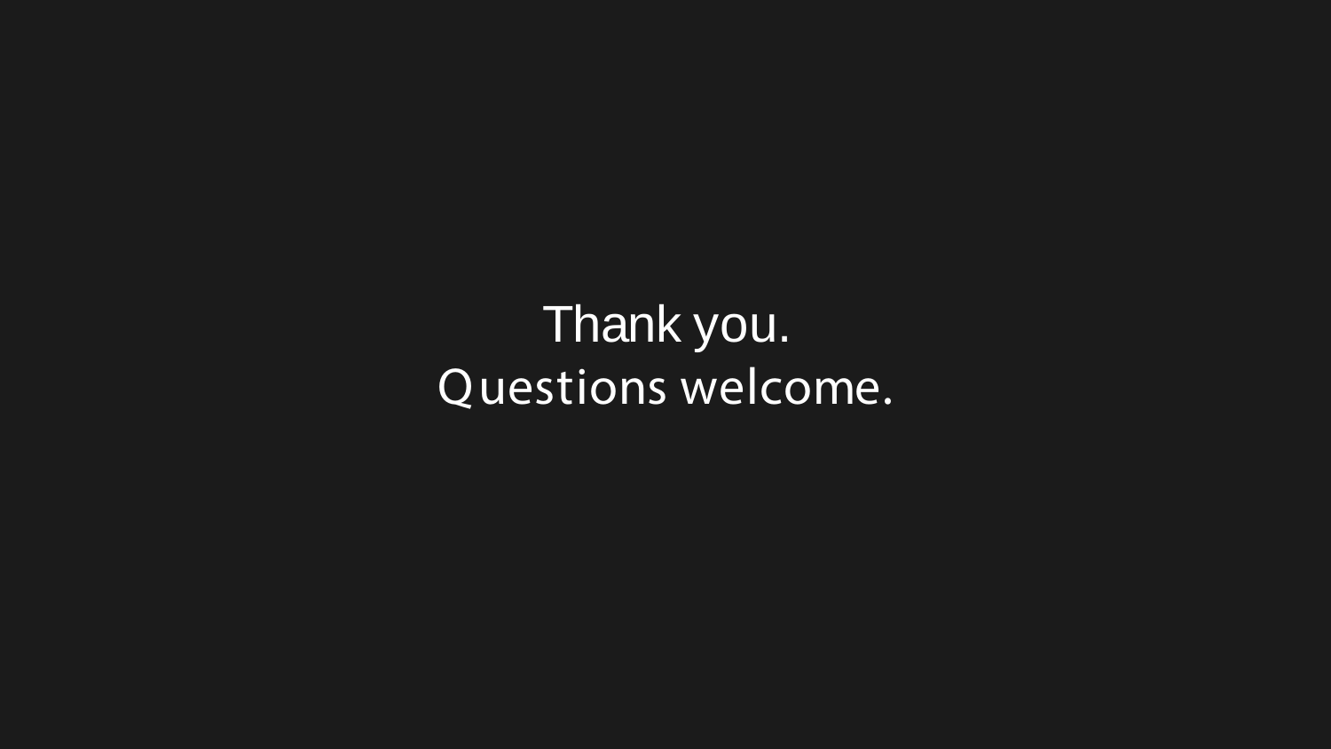Thank you.
Questions welcome.